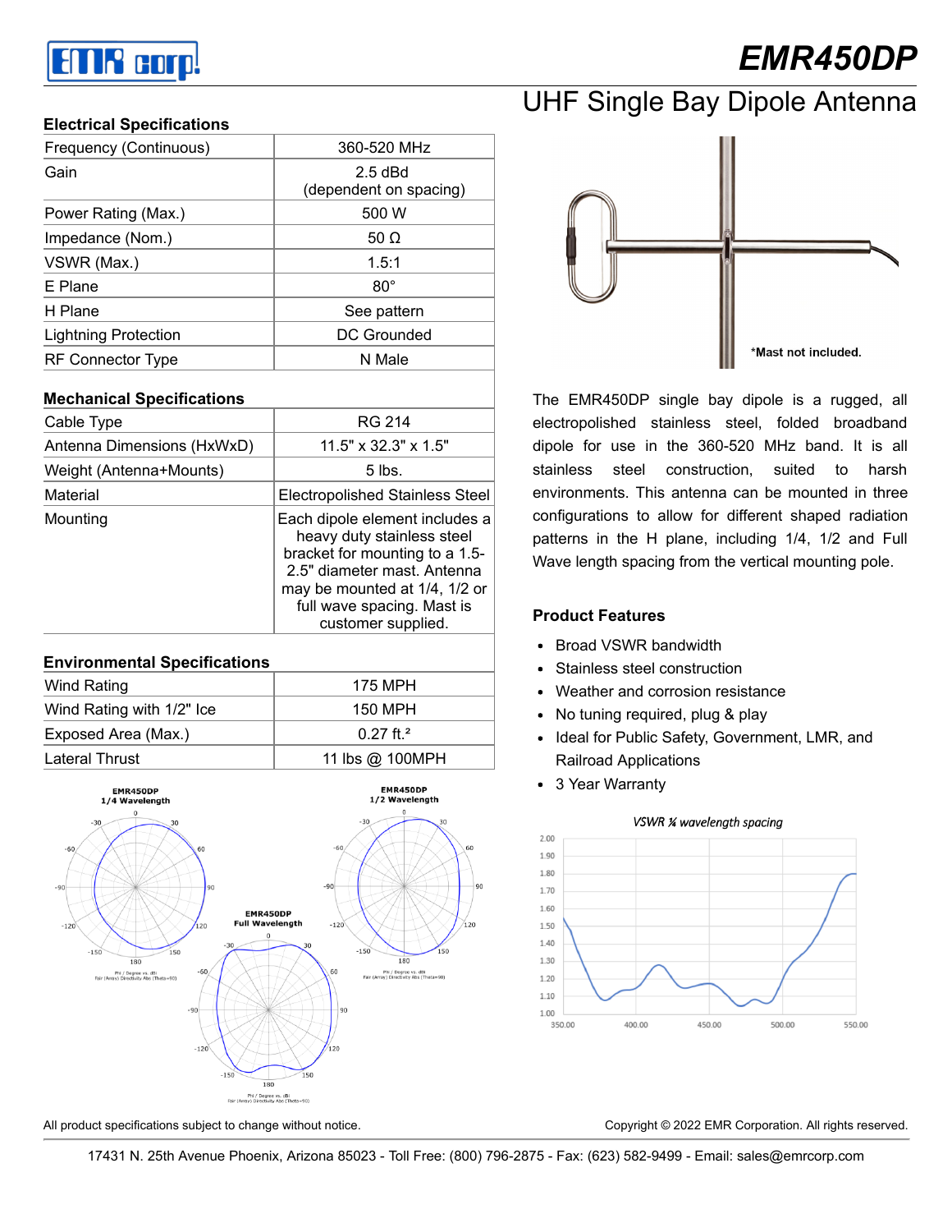# EMR450DP

## UHF Single Bay Dipole Antenna

### Electrical Specifications

| | |
|---|---|
| Frequency (Continuous) | 360-520 MHz |
| Gain | 2.5 dBd (dependent on spacing) |
| Power Rating (Max.) | 500 W |
| Impedance (Nom.) | 50 Ω |
| VSWR (Max.) | 1.5:1 |
| E Plane | 80° |
| H Plane | See pattern |
| Lightning Protection | DC Grounded |
| RF Connector Type | N Male |

### Mechanical Specifications

| | |
|---|---|
| Cable Type | RG 214 |
| Antenna Dimensions (HxWxD) | 11.5" x 32.3" x 1.5" |
| Weight (Antenna+Mounts) | 5 lbs. |
| Material | Electropolished Stainless Steel |
| Mounting | Each dipole element includes a heavy duty stainless steel bracket for mounting to a 1.5-2.5" diameter mast. Antenna may be mounted at 1/4, 1/2 or full wave spacing. Mast is customer supplied. |

### Environmental Specifications

| | |
|---|---|
| Wind Rating | 175 MPH |
| Wind Rating with 1/2" Ice | 150 MPH |
| Exposed Area (Max.) | 0.27 ft.² |
| Lateral Thrust | 11 lbs @ 100MPH |

EMR450DP 1/4 Wavelength

EMR450DP 1/2 Wavelength

EMR450DP Full Wavelength

*Mast not included.

The EMR450DP single bay dipole is a rugged, all electropolished stainless steel, folded broadband dipole for use in the 360-520 MHz band. It is all stainless steel construction, suited to harsh environments. This antenna can be mounted in three configurations to allow for different shaped radiation patterns in the H plane, including 1/4, 1/2 and Full Wave length spacing from the vertical mounting pole.

### Product Features

- Broad VSWR bandwidth
- Stainless steel construction
- Weather and corrosion resistance
- No tuning required, plug & play
- Ideal for Public Safety, Government, LMR, and Railroad Applications
- 3 Year Warranty

*VSWR ¼ wavelength spacing*

All product specifications subject to change without notice.

Copyright © 2022 EMR Corporation. All rights reserved.

17431 N. 25th Avenue Phoenix, Arizona 85023 - Toll Free: (800) 796-2875 - Fax: (623) 582-9499 - Email: sales@emrcorp.com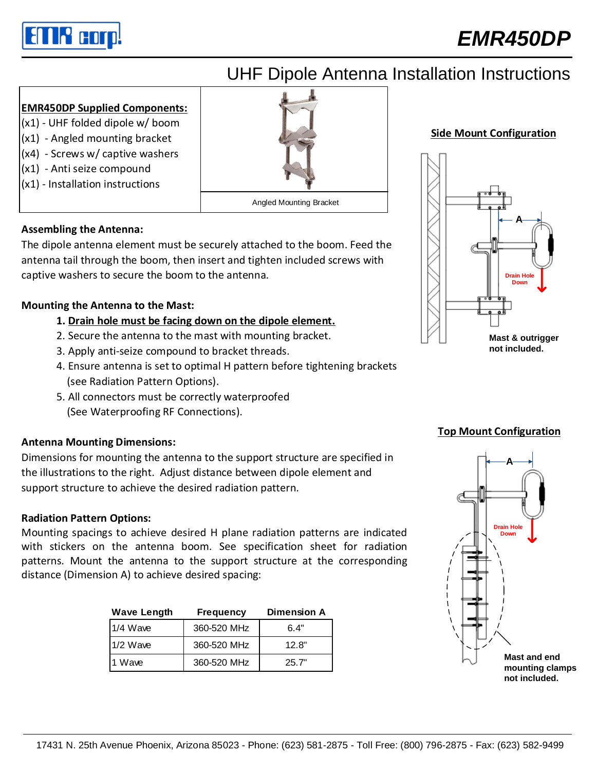# EMR450DP

## UHF Dipole Antenna Installation Instructions

**EMR450DP Supplied Components:**

- (x1) - UHF folded dipole w/ boom
- (x1) - Angled mounting bracket
- (x4) - Screws w/ captive washers
- (x1) - Anti seize compound
- (x1) - Installation instructions

Angled Mounting Bracket

### Assembling the Antenna:

The dipole antenna element must be securely attached to the boom. Feed the antenna tail through the boom, then insert and tighten included screws with captive washers to secure the boom to the antenna.

### Mounting the Antenna to the Mast:

1. **Drain hole must be facing down on the dipole element.**
2. Secure the antenna to the mast with mounting bracket.
3. Apply anti-seize compound to bracket threads.
4. Ensure antenna is set to optimal H pattern before tightening brackets (see Radiation Pattern Options).
5. All connectors must be correctly waterproofed (See Waterproofing RF Connections).

### Antenna Mounting Dimensions:

Dimensions for mounting the antenna to the support structure are specified in the illustrations to the right. Adjust distance between dipole element and support structure to achieve the desired radiation pattern.

### Radiation Pattern Options:

Mounting spacings to achieve desired H plane radiation patterns are indicated with stickers on the antenna boom. See specification sheet for radiation patterns. Mount the antenna to the support structure at the corresponding distance (Dimension A) to achieve desired spacing:

| Wave Length | Frequency | Dimension A |
|---|---|---|
| 1/4 Wave | 360-520 MHz | 6.4" |
| 1/2 Wave | 360-520 MHz | 12.8" |
| 1 Wave | 360-520 MHz | 25.7" |

**Side Mount Configuration**

A

Drain Hole Down

**Mast & outrigger not included.**

**Top Mount Configuration**

A

Drain Hole Down

**Mast and end mounting clamps not included.**

17431 N. 25th Avenue Phoenix, Arizona 85023 - Phone: (623) 581-2875 - Toll Free: (800) 796-2875 - Fax: (623) 582-9499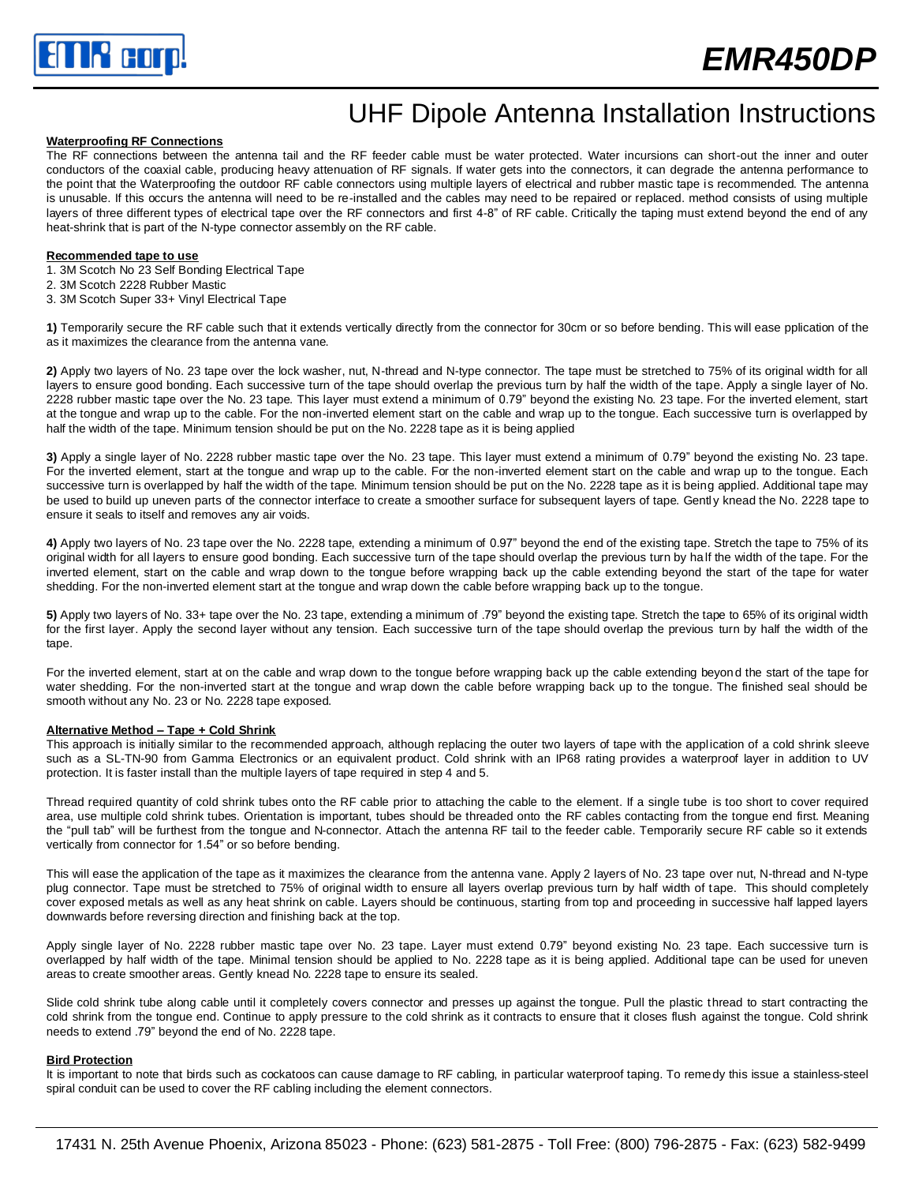# EMR450DP

## UHF Dipole Antenna Installation Instructions

**Waterproofing RF Connections**

The RF connections between the antenna tail and the RF feeder cable must be water protected. Water incursions can short-out the inner and outer conductors of the coaxial cable, producing heavy attenuation of RF signals. If water gets into the connectors, it can degrade the antenna performance to the point that the Waterproofing the outdoor RF cable connectors using multiple layers of electrical and rubber mastic tape is recommended. The antenna is unusable. If this occurs the antenna will need to be re-installed and the cables may need to be repaired or replaced. method consists of using multiple layers of three different types of electrical tape over the RF connectors and first 4-8" of RF cable. Critically the taping must extend beyond the end of any heat-shrink that is part of the N-type connector assembly on the RF cable.

**Recommended tape to use**

1. 3M Scotch No 23 Self Bonding Electrical Tape
2. 3M Scotch 2228 Rubber Mastic
3. 3M Scotch Super 33+ Vinyl Electrical Tape

**1)** Temporarily secure the RF cable such that it extends vertically directly from the connector for 30cm or so before bending. This will ease pplication of the as it maximizes the clearance from the antenna vane.

**2)** Apply two layers of No. 23 tape over the lock washer, nut, N-thread and N-type connector. The tape must be stretched to 75% of its original width for all layers to ensure good bonding. Each successive turn of the tape should overlap the previous turn by half the width of the tape. Apply a single layer of No. 2228 rubber mastic tape over the No. 23 tape. This layer must extend a minimum of 0.79" beyond the existing No. 23 tape. For the inverted element, start at the tongue and wrap up to the cable. For the non-inverted element start on the cable and wrap up to the tongue. Each successive turn is overlapped by half the width of the tape. Minimum tension should be put on the No. 2228 tape as it is being applied

**3)** Apply a single layer of No. 2228 rubber mastic tape over the No. 23 tape. This layer must extend a minimum of 0.79" beyond the existing No. 23 tape. For the inverted element, start at the tongue and wrap up to the cable. For the non-inverted element start on the cable and wrap up to the tongue. Each successive turn is overlapped by half the width of the tape. Minimum tension should be put on the No. 2228 tape as it is being applied. Additional tape may be used to build up uneven parts of the connector interface to create a smoother surface for subsequent layers of tape. Gently knead the No. 2228 tape to ensure it seals to itself and removes any air voids.

**4)** Apply two layers of No. 23 tape over the No. 2228 tape, extending a minimum of 0.97" beyond the end of the existing tape. Stretch the tape to 75% of its original width for all layers to ensure good bonding. Each successive turn of the tape should overlap the previous turn by half the width of the tape. For the inverted element, start on the cable and wrap down to the tongue before wrapping back up the cable extending beyond the start of the tape for water shedding. For the non-inverted element start at the tongue and wrap down the cable before wrapping back up to the tongue.

**5)** Apply two layers of No. 33+ tape over the No. 23 tape, extending a minimum of .79" beyond the existing tape. Stretch the tape to 65% of its original width for the first layer. Apply the second layer without any tension. Each successive turn of the tape should overlap the previous turn by half the width of the tape.

For the inverted element, start at on the cable and wrap down to the tongue before wrapping back up the cable extending beyond the start of the tape for water shedding. For the non-inverted start at the tongue and wrap down the cable before wrapping back up to the tongue. The finished seal should be smooth without any No. 23 or No. 2228 tape exposed.

**Alternative Method – Tape + Cold Shrink**

This approach is initially similar to the recommended approach, although replacing the outer two layers of tape with the application of a cold shrink sleeve such as a SL-TN-90 from Gamma Electronics or an equivalent product. Cold shrink with an IP68 rating provides a waterproof layer in addition to UV protection. It is faster install than the multiple layers of tape required in step 4 and 5.

Thread required quantity of cold shrink tubes onto the RF cable prior to attaching the cable to the element. If a single tube is too short to cover required area, use multiple cold shrink tubes. Orientation is important, tubes should be threaded onto the RF cables contacting from the tongue end first. Meaning the "pull tab" will be furthest from the tongue and N-connector. Attach the antenna RF tail to the feeder cable. Temporarily secure RF cable so it extends vertically from connector for 1.54" or so before bending.

This will ease the application of the tape as it maximizes the clearance from the antenna vane. Apply 2 layers of No. 23 tape over nut, N-thread and N-type plug connector. Tape must be stretched to 75% of original width to ensure all layers overlap previous turn by half width of tape. This should completely cover exposed metals as well as any heat shrink on cable. Layers should be continuous, starting from top and proceeding in successive half lapped layers downwards before reversing direction and finishing back at the top.

Apply single layer of No. 2228 rubber mastic tape over No. 23 tape. Layer must extend 0.79" beyond existing No. 23 tape. Each successive turn is overlapped by half width of the tape. Minimal tension should be applied to No. 2228 tape as it is being applied. Additional tape can be used for uneven areas to create smoother areas. Gently knead No. 2228 tape to ensure its sealed.

Slide cold shrink tube along cable until it completely covers connector and presses up against the tongue. Pull the plastic thread to start contracting the cold shrink from the tongue end. Continue to apply pressure to the cold shrink as it contracts to ensure that it closes flush against the tongue. Cold shrink needs to extend .79" beyond the end of No. 2228 tape.

**Bird Protection**

It is important to note that birds such as cockatoos can cause damage to RF cabling, in particular waterproof taping. To remedy this issue a stainless-steel spiral conduit can be used to cover the RF cabling including the element connectors.